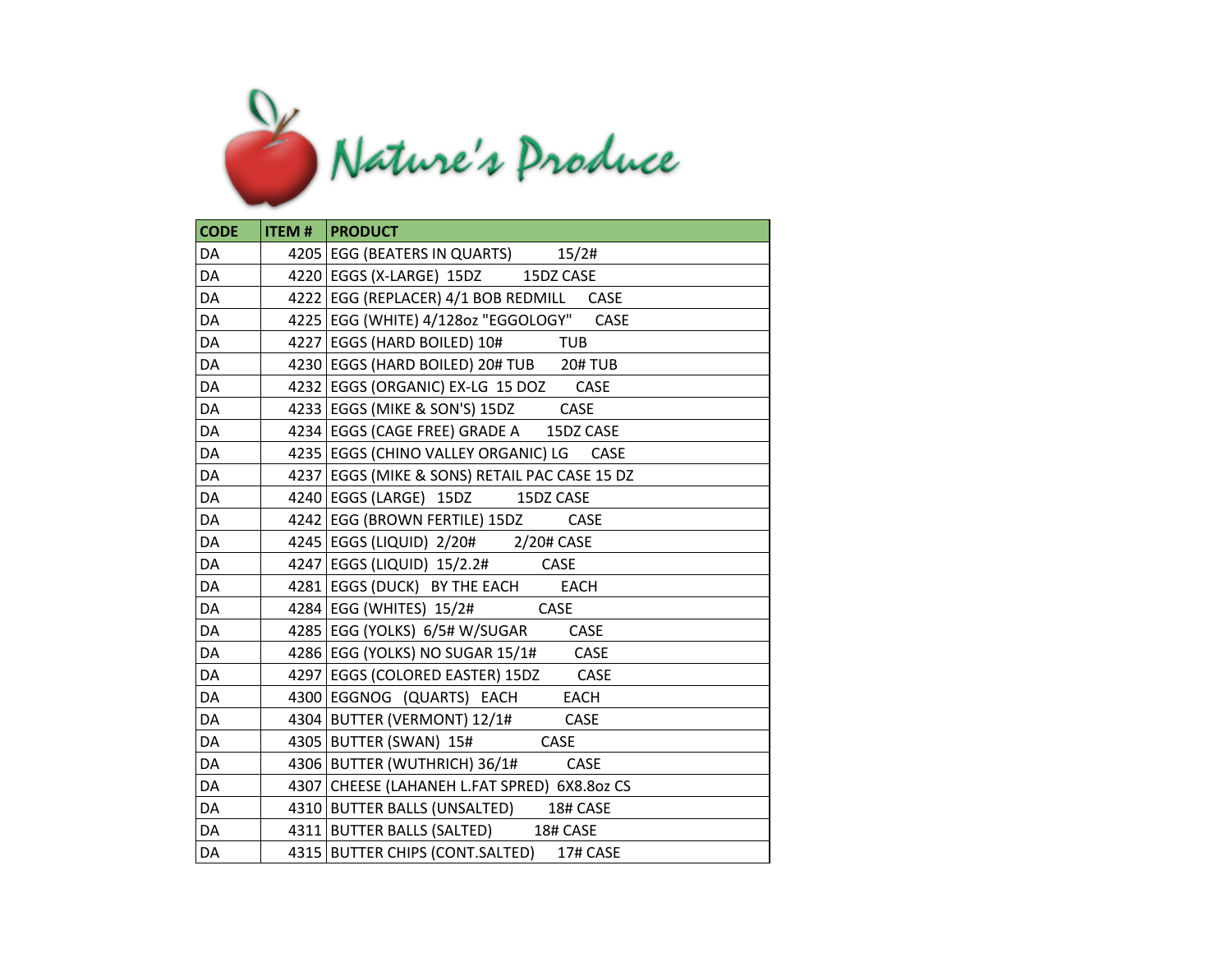# Nature's Produce

| CODE | ITEM # | PRODUCT |
|---|---|---|
| DA | 4205 | EGG (BEATERS IN QUARTS) 15/2# |
| DA | 4220 | EGGS (X-LARGE) 15DZ 15DZ CASE |
| DA | 4222 | EGG (REPLACER) 4/1 BOB REDMILL CASE |
| DA | 4225 | EGG (WHITE) 4/128oz "EGGOLOGY" CASE |
| DA | 4227 | EGGS (HARD BOILED) 10# TUB |
| DA | 4230 | EGGS (HARD BOILED) 20# TUB 20# TUB |
| DA | 4232 | EGGS (ORGANIC) EX-LG 15 DOZ CASE |
| DA | 4233 | EGGS (MIKE & SON'S) 15DZ CASE |
| DA | 4234 | EGGS (CAGE FREE) GRADE A 15DZ CASE |
| DA | 4235 | EGGS (CHINO VALLEY ORGANIC) LG CASE |
| DA | 4237 | EGGS (MIKE & SONS) RETAIL PAC CASE 15 DZ |
| DA | 4240 | EGGS (LARGE) 15DZ 15DZ CASE |
| DA | 4242 | EGG (BROWN FERTILE) 15DZ CASE |
| DA | 4245 | EGGS (LIQUID) 2/20# 2/20# CASE |
| DA | 4247 | EGGS (LIQUID) 15/2.2# CASE |
| DA | 4281 | EGGS (DUCK) BY THE EACH EACH |
| DA | 4284 | EGG (WHITES) 15/2# CASE |
| DA | 4285 | EGG (YOLKS) 6/5# W/SUGAR CASE |
| DA | 4286 | EGG (YOLKS) NO SUGAR 15/1# CASE |
| DA | 4297 | EGGS (COLORED EASTER) 15DZ CASE |
| DA | 4300 | EGGNOG (QUARTS) EACH EACH |
| DA | 4304 | BUTTER (VERMONT) 12/1# CASE |
| DA | 4305 | BUTTER (SWAN) 15# CASE |
| DA | 4306 | BUTTER (WUTHRICH) 36/1# CASE |
| DA | 4307 | CHEESE (LAHANEH L.FAT SPRED) 6X8.8oz CS |
| DA | 4310 | BUTTER BALLS (UNSALTED) 18# CASE |
| DA | 4311 | BUTTER BALLS (SALTED) 18# CASE |
| DA | 4315 | BUTTER CHIPS (CONT.SALTED) 17# CASE |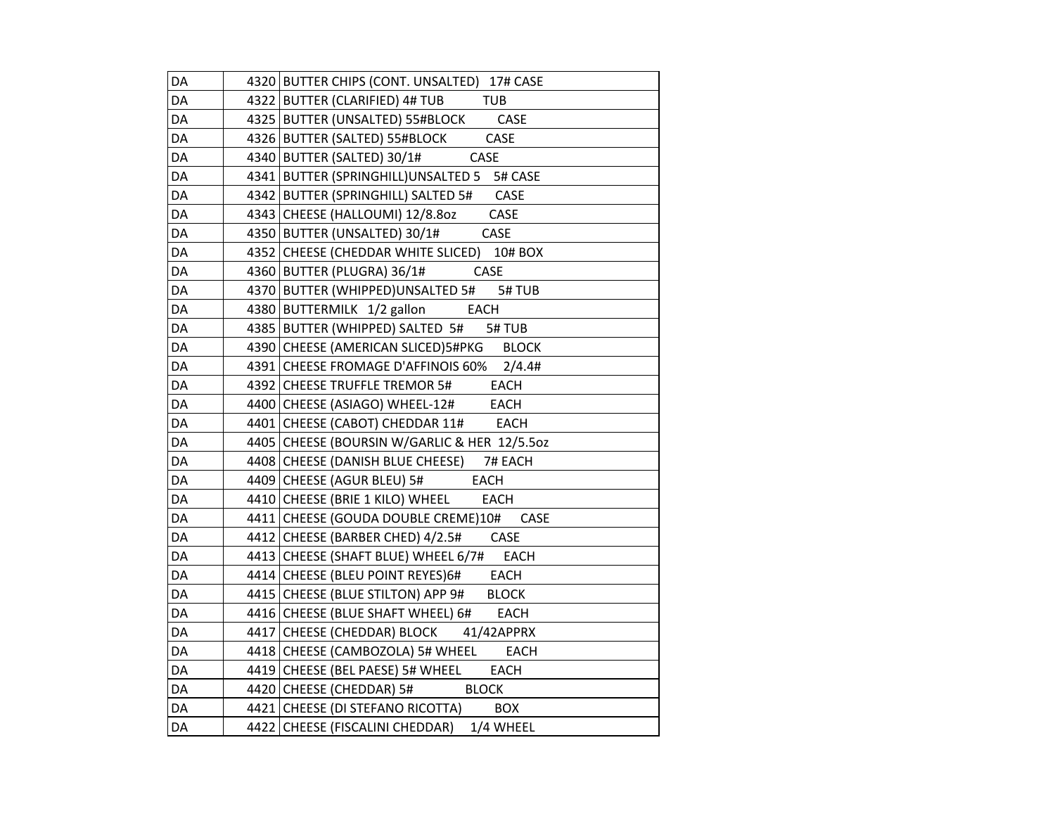| | | |
|---|---|---|
| DA | 4320 | BUTTER CHIPS (CONT. UNSALTED)   17# CASE |
| DA | 4322 | BUTTER (CLARIFIED) 4# TUB           TUB |
| DA | 4325 | BUTTER (UNSALTED) 55#BLOCK         CASE |
| DA | 4326 | BUTTER (SALTED) 55#BLOCK           CASE |
| DA | 4340 | BUTTER (SALTED) 30/1#             CASE |
| DA | 4341 | BUTTER (SPRINGHILL)UNSALTED 5    5# CASE |
| DA | 4342 | BUTTER (SPRINGHILL) SALTED 5#       CASE |
| DA | 4343 | CHEESE (HALLOUMI) 12/8.8oz         CASE |
| DA | 4350 | BUTTER (UNSALTED) 30/1#            CASE |
| DA | 4352 | CHEESE (CHEDDAR WHITE SLICED)    10# BOX |
| DA | 4360 | BUTTER (PLUGRA) 36/1#             CASE |
| DA | 4370 | BUTTER (WHIPPED)UNSALTED 5#       5# TUB |
| DA | 4380 | BUTTERMILK   1/2 gallon            EACH |
| DA | 4385 | BUTTER (WHIPPED) SALTED  5#       5# TUB |
| DA | 4390 | CHEESE (AMERICAN SLICED)5#PKG      BLOCK |
| DA | 4391 | CHEESE FROMAGE D'AFFINOIS 60%     2/4.4# |
| DA | 4392 | CHEESE TRUFFLE TREMOR 5#           EACH |
| DA | 4400 | CHEESE (ASIAGO) WHEEL-12#          EACH |
| DA | 4401 | CHEESE (CABOT) CHEDDAR 11#         EACH |
| DA | 4405 | CHEESE (BOURSIN W/GARLIC & HER  12/5.5oz |
| DA | 4408 | CHEESE (DANISH BLUE CHEESE)      7# EACH |
| DA | 4409 | CHEESE (AGUR BLEU) 5#             EACH |
| DA | 4410 | CHEESE (BRIE 1 KILO) WHEEL         EACH |
| DA | 4411 | CHEESE (GOUDA DOUBLE CREME)10#      CASE |
| DA | 4412 | CHEESE (BARBER CHED) 4/2.5#        CASE |
| DA | 4413 | CHEESE (SHAFT BLUE) WHEEL 6/7#      EACH |
| DA | 4414 | CHEESE (BLEU POINT REYES)6#        EACH |
| DA | 4415 | CHEESE (BLUE STILTON) APP 9#       BLOCK |
| DA | 4416 | CHEESE (BLUE SHAFT WHEEL) 6#        EACH |
| DA | 4417 | CHEESE (CHEDDAR) BLOCK        41/42APPRX |
| DA | 4418 | CHEESE (CAMBOZOLA) 5# WHEEL         EACH |
| DA | 4419 | CHEESE (BEL PAESE) 5# WHEEL         EACH |
| DA | 4420 | CHEESE (CHEDDAR) 5#               BLOCK |
| DA | 4421 | CHEESE (DI STEFANO RICOTTA)          BOX |
| DA | 4422 | CHEESE (FISCALINI CHEDDAR)     1/4 WHEEL |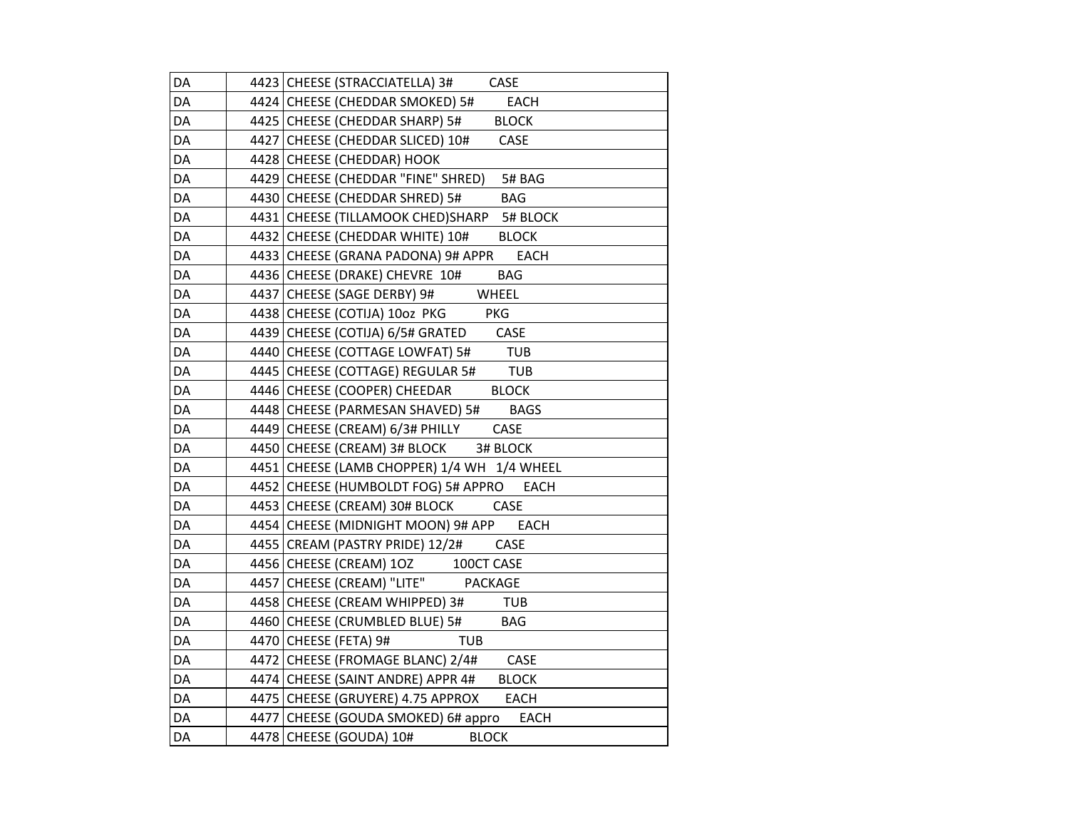| | | |
|---|---|---|
| DA | 4423 | CHEESE (STRACCIATELLA) 3# CASE |
| DA | 4424 | CHEESE (CHEDDAR SMOKED) 5# EACH |
| DA | 4425 | CHEESE (CHEDDAR SHARP) 5# BLOCK |
| DA | 4427 | CHEESE (CHEDDAR SLICED) 10# CASE |
| DA | 4428 | CHEESE (CHEDDAR) HOOK |
| DA | 4429 | CHEESE (CHEDDAR "FINE" SHRED) 5# BAG |
| DA | 4430 | CHEESE (CHEDDAR SHRED) 5# BAG |
| DA | 4431 | CHEESE (TILLAMOOK CHED)SHARP 5# BLOCK |
| DA | 4432 | CHEESE (CHEDDAR WHITE) 10# BLOCK |
| DA | 4433 | CHEESE (GRANA PADONA) 9# APPR EACH |
| DA | 4436 | CHEESE (DRAKE) CHEVRE 10# BAG |
| DA | 4437 | CHEESE (SAGE DERBY) 9# WHEEL |
| DA | 4438 | CHEESE (COTIJA) 10oz PKG PKG |
| DA | 4439 | CHEESE (COTIJA) 6/5# GRATED CASE |
| DA | 4440 | CHEESE (COTTAGE LOWFAT) 5# TUB |
| DA | 4445 | CHEESE (COTTAGE) REGULAR 5# TUB |
| DA | 4446 | CHEESE (COOPER) CHEEDAR BLOCK |
| DA | 4448 | CHEESE (PARMESAN SHAVED) 5# BAGS |
| DA | 4449 | CHEESE (CREAM) 6/3# PHILLY CASE |
| DA | 4450 | CHEESE (CREAM) 3# BLOCK 3# BLOCK |
| DA | 4451 | CHEESE (LAMB CHOPPER) 1/4 WH 1/4 WHEEL |
| DA | 4452 | CHEESE (HUMBOLDT FOG) 5# APPRO EACH |
| DA | 4453 | CHEESE (CREAM) 30# BLOCK CASE |
| DA | 4454 | CHEESE (MIDNIGHT MOON) 9# APP EACH |
| DA | 4455 | CREAM (PASTRY PRIDE) 12/2# CASE |
| DA | 4456 | CHEESE (CREAM) 1OZ 100CT CASE |
| DA | 4457 | CHEESE (CREAM) "LITE" PACKAGE |
| DA | 4458 | CHEESE (CREAM WHIPPED) 3# TUB |
| DA | 4460 | CHEESE (CRUMBLED BLUE) 5# BAG |
| DA | 4470 | CHEESE (FETA) 9# TUB |
| DA | 4472 | CHEESE (FROMAGE BLANC) 2/4# CASE |
| DA | 4474 | CHEESE (SAINT ANDRE) APPR 4# BLOCK |
| DA | 4475 | CHEESE (GRUYERE) 4.75 APPROX EACH |
| DA | 4477 | CHEESE (GOUDA SMOKED) 6# appro EACH |
| DA | 4478 | CHEESE (GOUDA) 10# BLOCK |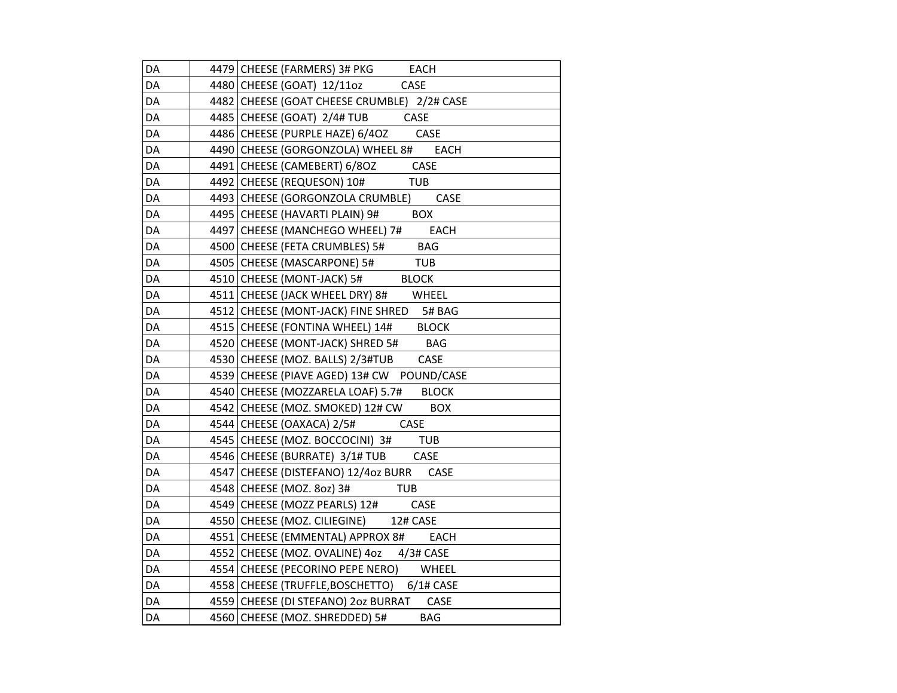| | | |
|---|---|---|
| DA | 4479 | CHEESE (FARMERS) 3# PKG EACH |
| DA | 4480 | CHEESE (GOAT) 12/11oz CASE |
| DA | 4482 | CHEESE (GOAT CHEESE CRUMBLE) 2/2# CASE |
| DA | 4485 | CHEESE (GOAT) 2/4# TUB CASE |
| DA | 4486 | CHEESE (PURPLE HAZE) 6/4OZ CASE |
| DA | 4490 | CHEESE (GORGONZOLA) WHEEL 8# EACH |
| DA | 4491 | CHEESE (CAMEBERT) 6/8OZ CASE |
| DA | 4492 | CHEESE (REQUESON) 10# TUB |
| DA | 4493 | CHEESE (GORGONZOLA CRUMBLE) CASE |
| DA | 4495 | CHEESE (HAVARTI PLAIN) 9# BOX |
| DA | 4497 | CHEESE (MANCHEGO WHEEL) 7# EACH |
| DA | 4500 | CHEESE (FETA CRUMBLES) 5# BAG |
| DA | 4505 | CHEESE (MASCARPONE) 5# TUB |
| DA | 4510 | CHEESE (MONT-JACK) 5# BLOCK |
| DA | 4511 | CHEESE (JACK WHEEL DRY) 8# WHEEL |
| DA | 4512 | CHEESE (MONT-JACK) FINE SHRED 5# BAG |
| DA | 4515 | CHEESE (FONTINA WHEEL) 14# BLOCK |
| DA | 4520 | CHEESE (MONT-JACK) SHRED 5# BAG |
| DA | 4530 | CHEESE (MOZ. BALLS) 2/3#TUB CASE |
| DA | 4539 | CHEESE (PIAVE AGED) 13# CW POUND/CASE |
| DA | 4540 | CHEESE (MOZZARELA LOAF) 5.7# BLOCK |
| DA | 4542 | CHEESE (MOZ. SMOKED) 12# CW BOX |
| DA | 4544 | CHEESE (OAXACA) 2/5# CASE |
| DA | 4545 | CHEESE (MOZ. BOCCOCINI) 3# TUB |
| DA | 4546 | CHEESE (BURRATE) 3/1# TUB CASE |
| DA | 4547 | CHEESE (DISTEFANO) 12/4oz BURR CASE |
| DA | 4548 | CHEESE (MOZ. 8oz) 3# TUB |
| DA | 4549 | CHEESE (MOZZ PEARLS) 12# CASE |
| DA | 4550 | CHEESE (MOZ. CILIEGINE) 12# CASE |
| DA | 4551 | CHEESE (EMMENTAL) APPROX 8# EACH |
| DA | 4552 | CHEESE (MOZ. OVALINE) 4oz 4/3# CASE |
| DA | 4554 | CHEESE (PECORINO PEPE NERO) WHEEL |
| DA | 4558 | CHEESE (TRUFFLE,BOSCHETTO) 6/1# CASE |
| DA | 4559 | CHEESE (DI STEFANO) 2oz BURRAT CASE |
| DA | 4560 | CHEESE (MOZ. SHREDDED) 5# BAG |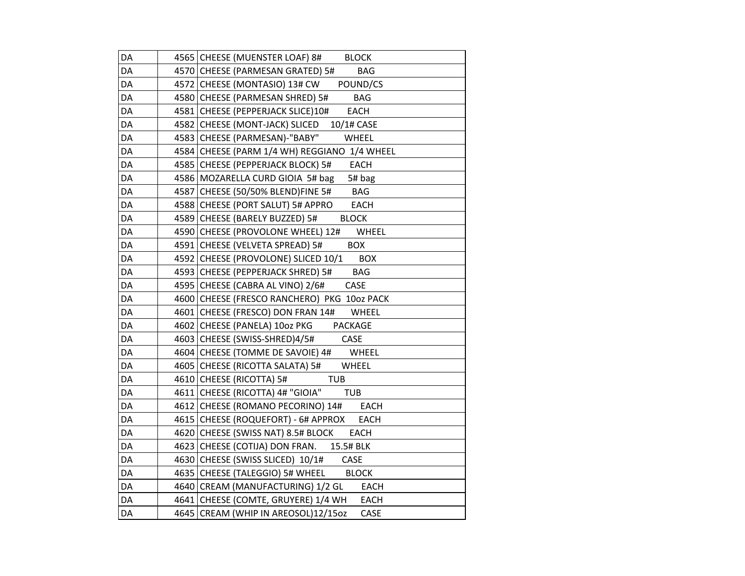| | | |
|---|---|---|
| DA | 4565 | CHEESE (MUENSTER LOAF) 8#         BLOCK |
| DA | 4570 | CHEESE (PARMESAN GRATED) 5#         BAG |
| DA | 4572 | CHEESE (MONTASIO) 13# CW       POUND/CS |
| DA | 4580 | CHEESE (PARMESAN SHRED) 5#         BAG |
| DA | 4581 | CHEESE (PEPPERJACK SLICE)10#        EACH |
| DA | 4582 | CHEESE (MONT-JACK) SLICED     10/1# CASE |
| DA | 4583 | CHEESE (PARMESAN)-"BABY"          WHEEL |
| DA | 4584 | CHEESE (PARM 1/4 WH) REGGIANO  1/4 WHEEL |
| DA | 4585 | CHEESE (PEPPERJACK BLOCK) 5#        EACH |
| DA | 4586 | MOZARELLA CURD GIOIA  5# bag      5# bag |
| DA | 4587 | CHEESE (50/50% BLEND)FINE 5#        BAG |
| DA | 4588 | CHEESE (PORT SALUT) 5# APPRO        EACH |
| DA | 4589 | CHEESE (BARELY BUZZED) 5#         BLOCK |
| DA | 4590 | CHEESE (PROVOLONE WHEEL) 12#       WHEEL |
| DA | 4591 | CHEESE (VELVETA SPREAD) 5#          BOX |
| DA | 4592 | CHEESE (PROVOLONE) SLICED 10/1       BOX |
| DA | 4593 | CHEESE (PEPPERJACK SHRED) 5#         BAG |
| DA | 4595 | CHEESE (CABRA AL VINO) 2/6#        CASE |
| DA | 4600 | CHEESE (FRESCO RANCHERO)  PKG  10oz PACK |
| DA | 4601 | CHEESE (FRESCO) DON FRAN 14#       WHEEL |
| DA | 4602 | CHEESE (PANELA) 10oz PKG        PACKAGE |
| DA | 4603 | CHEESE (SWISS-SHRED)4/5#          CASE |
| DA | 4604 | CHEESE (TOMME DE SAVOIE) 4#        WHEEL |
| DA | 4605 | CHEESE (RICOTTA SALATA) 5#        WHEEL |
| DA | 4610 | CHEESE (RICOTTA) 5#               TUB |
| DA | 4611 | CHEESE (RICOTTA) 4# "GIOIA"         TUB |
| DA | 4612 | CHEESE (ROMANO PECORINO) 14#        EACH |
| DA | 4615 | CHEESE (ROQUEFORT) - 6# APPROX      EACH |
| DA | 4620 | CHEESE (SWISS NAT) 8.5# BLOCK       EACH |
| DA | 4623 | CHEESE (COTIJA) DON FRAN.      15.5# BLK |
| DA | 4630 | CHEESE (SWISS SLICED)  10/1#        CASE |
| DA | 4635 | CHEESE (TALEGGIO) 5# WHEEL        BLOCK |
| DA | 4640 | CREAM (MANUFACTURING) 1/2 GL        EACH |
| DA | 4641 | CHEESE (COMTE, GRUYERE) 1/4 WH      EACH |
| DA | 4645 | CREAM (WHIP IN AREOSOL)12/15oz      CASE |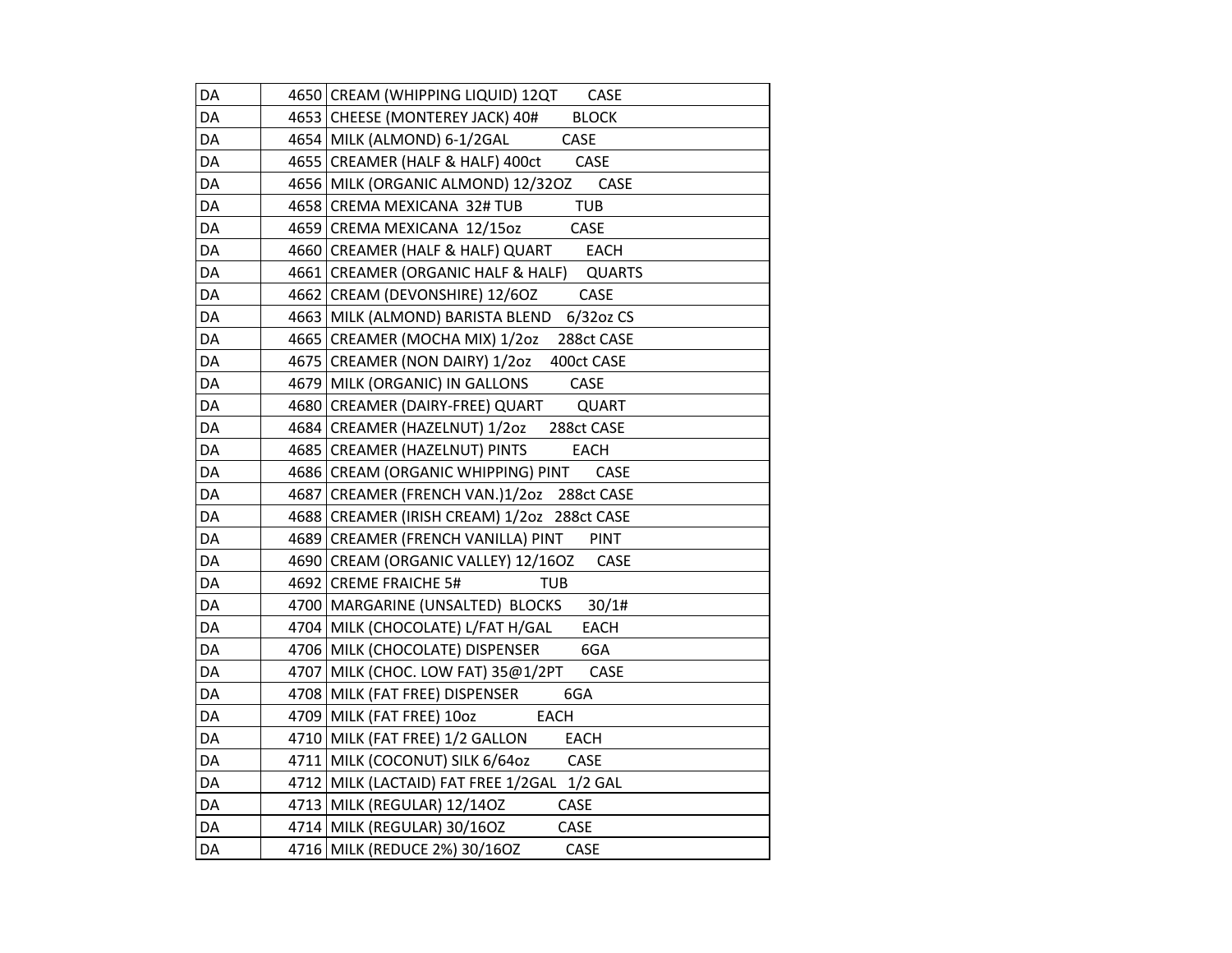| | | |
|---|---|---|
| DA | 4650 | CREAM (WHIPPING LIQUID) 12QT CASE |
| DA | 4653 | CHEESE (MONTEREY JACK) 40# BLOCK |
| DA | 4654 | MILK (ALMOND) 6-1/2GAL CASE |
| DA | 4655 | CREAMER (HALF & HALF) 400ct CASE |
| DA | 4656 | MILK (ORGANIC ALMOND) 12/32OZ CASE |
| DA | 4658 | CREMA MEXICANA 32# TUB TUB |
| DA | 4659 | CREMA MEXICANA 12/15oz CASE |
| DA | 4660 | CREAMER (HALF & HALF) QUART EACH |
| DA | 4661 | CREAMER (ORGANIC HALF & HALF) QUARTS |
| DA | 4662 | CREAM (DEVONSHIRE) 12/6OZ CASE |
| DA | 4663 | MILK (ALMOND) BARISTA BLEND 6/32oz CS |
| DA | 4665 | CREAMER (MOCHA MIX) 1/2oz 288ct CASE |
| DA | 4675 | CREAMER (NON DAIRY) 1/2oz 400ct CASE |
| DA | 4679 | MILK (ORGANIC) IN GALLONS CASE |
| DA | 4680 | CREAMER (DAIRY-FREE) QUART QUART |
| DA | 4684 | CREAMER (HAZELNUT) 1/2oz 288ct CASE |
| DA | 4685 | CREAMER (HAZELNUT) PINTS EACH |
| DA | 4686 | CREAM (ORGANIC WHIPPING) PINT CASE |
| DA | 4687 | CREAMER (FRENCH VAN.)1/2oz 288ct CASE |
| DA | 4688 | CREAMER (IRISH CREAM) 1/2oz 288ct CASE |
| DA | 4689 | CREAMER (FRENCH VANILLA) PINT PINT |
| DA | 4690 | CREAM (ORGANIC VALLEY) 12/16OZ CASE |
| DA | 4692 | CREME FRAICHE 5# TUB |
| DA | 4700 | MARGARINE (UNSALTED) BLOCKS 30/1# |
| DA | 4704 | MILK (CHOCOLATE) L/FAT H/GAL EACH |
| DA | 4706 | MILK (CHOCOLATE) DISPENSER 6GA |
| DA | 4707 | MILK (CHOC. LOW FAT) 35@1/2PT CASE |
| DA | 4708 | MILK (FAT FREE) DISPENSER 6GA |
| DA | 4709 | MILK (FAT FREE) 10oz EACH |
| DA | 4710 | MILK (FAT FREE) 1/2 GALLON EACH |
| DA | 4711 | MILK (COCONUT) SILK 6/64oz CASE |
| DA | 4712 | MILK (LACTAID) FAT FREE 1/2GAL 1/2 GAL |
| DA | 4713 | MILK (REGULAR) 12/14OZ CASE |
| DA | 4714 | MILK (REGULAR) 30/16OZ CASE |
| DA | 4716 | MILK (REDUCE 2%) 30/16OZ CASE |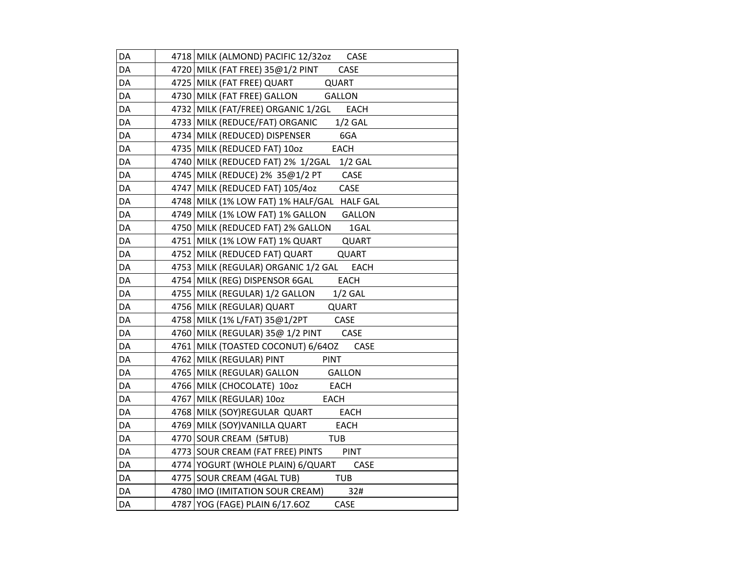| | | |
|---|---|---|
| DA | 4718 | MILK (ALMOND) PACIFIC 12/32oz CASE |
| DA | 4720 | MILK (FAT FREE) 35@1/2 PINT CASE |
| DA | 4725 | MILK (FAT FREE) QUART QUART |
| DA | 4730 | MILK (FAT FREE) GALLON GALLON |
| DA | 4732 | MILK (FAT/FREE) ORGANIC 1/2GL EACH |
| DA | 4733 | MILK (REDUCE/FAT) ORGANIC 1/2 GAL |
| DA | 4734 | MILK (REDUCED) DISPENSER 6GA |
| DA | 4735 | MILK (REDUCED FAT) 10oz EACH |
| DA | 4740 | MILK (REDUCED FAT) 2% 1/2GAL 1/2 GAL |
| DA | 4745 | MILK (REDUCE) 2% 35@1/2 PT CASE |
| DA | 4747 | MILK (REDUCED FAT) 105/4oz CASE |
| DA | 4748 | MILK (1% LOW FAT) 1% HALF/GAL HALF GAL |
| DA | 4749 | MILK (1% LOW FAT) 1% GALLON GALLON |
| DA | 4750 | MILK (REDUCED FAT) 2% GALLON 1GAL |
| DA | 4751 | MILK (1% LOW FAT) 1% QUART QUART |
| DA | 4752 | MILK (REDUCED FAT) QUART QUART |
| DA | 4753 | MILK (REGULAR) ORGANIC 1/2 GAL EACH |
| DA | 4754 | MILK (REG) DISPENSOR 6GAL EACH |
| DA | 4755 | MILK (REGULAR) 1/2 GALLON 1/2 GAL |
| DA | 4756 | MILK (REGULAR) QUART QUART |
| DA | 4758 | MILK (1% L/FAT) 35@1/2PT CASE |
| DA | 4760 | MILK (REGULAR) 35@ 1/2 PINT CASE |
| DA | 4761 | MILK (TOASTED COCONUT) 6/64OZ CASE |
| DA | 4762 | MILK (REGULAR) PINT PINT |
| DA | 4765 | MILK (REGULAR) GALLON GALLON |
| DA | 4766 | MILK (CHOCOLATE) 10oz EACH |
| DA | 4767 | MILK (REGULAR) 10oz EACH |
| DA | 4768 | MILK (SOY)REGULAR QUART EACH |
| DA | 4769 | MILK (SOY)VANILLA QUART EACH |
| DA | 4770 | SOUR CREAM (5#TUB) TUB |
| DA | 4773 | SOUR CREAM (FAT FREE) PINTS PINT |
| DA | 4774 | YOGURT (WHOLE PLAIN) 6/QUART CASE |
| DA | 4775 | SOUR CREAM (4GAL TUB) TUB |
| DA | 4780 | IMO (IMITATION SOUR CREAM) 32# |
| DA | 4787 | YOG (FAGE) PLAIN 6/17.6OZ CASE |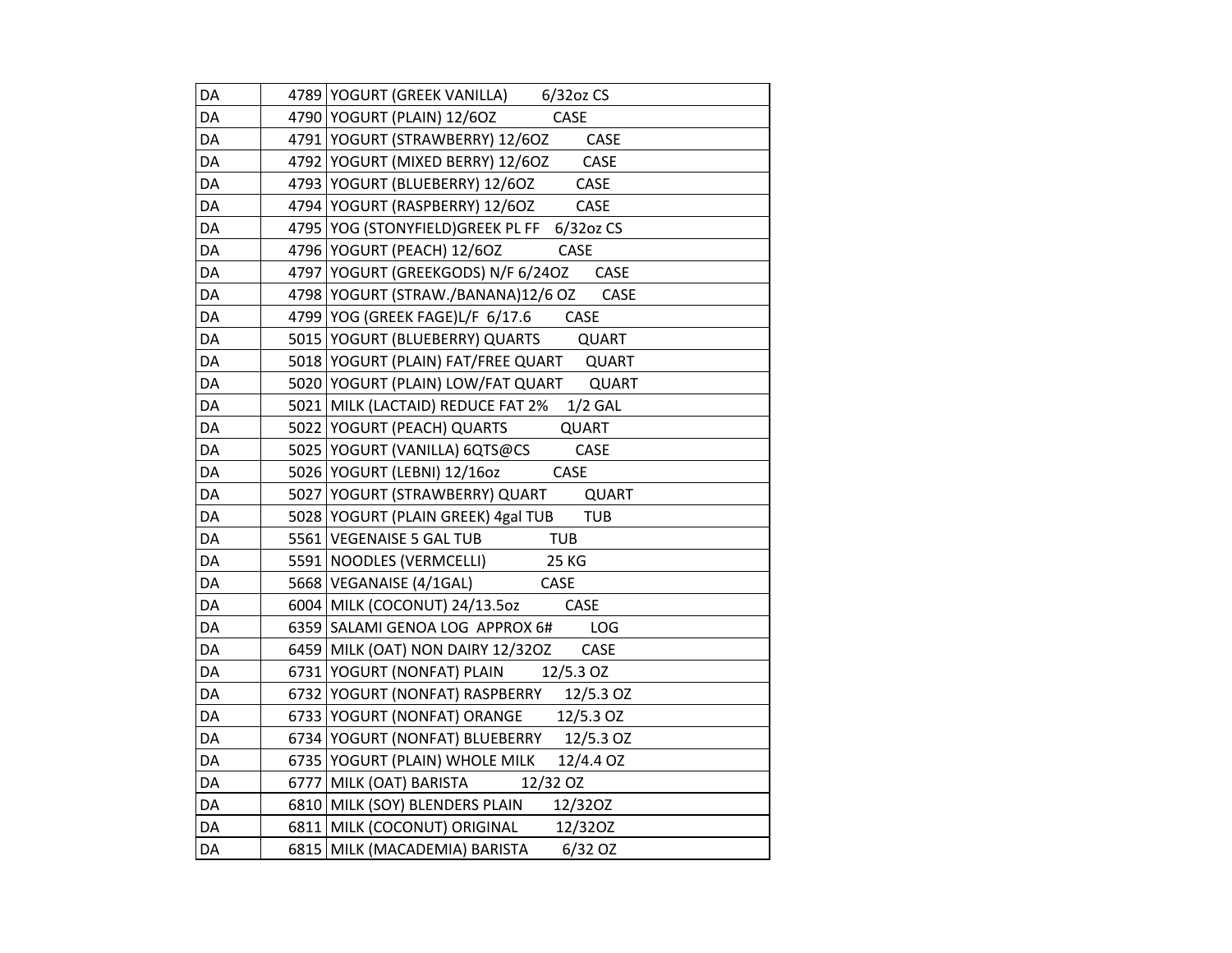| DA | 4789 | YOGURT (GREEK VANILLA) 6/32oz CS |
|---|---|---|
| DA | 4790 | YOGURT (PLAIN) 12/6OZ CASE |
| DA | 4791 | YOGURT (STRAWBERRY) 12/6OZ CASE |
| DA | 4792 | YOGURT (MIXED BERRY) 12/6OZ CASE |
| DA | 4793 | YOGURT (BLUEBERRY) 12/6OZ CASE |
| DA | 4794 | YOGURT (RASPBERRY) 12/6OZ CASE |
| DA | 4795 | YOG (STONYFIELD)GREEK PL FF 6/32oz CS |
| DA | 4796 | YOGURT (PEACH) 12/6OZ CASE |
| DA | 4797 | YOGURT (GREEKGODS) N/F 6/24OZ CASE |
| DA | 4798 | YOGURT (STRAW./BANANA)12/6 OZ CASE |
| DA | 4799 | YOG (GREEK FAGE)L/F 6/17.6 CASE |
| DA | 5015 | YOGURT (BLUEBERRY) QUARTS QUART |
| DA | 5018 | YOGURT (PLAIN) FAT/FREE QUART QUART |
| DA | 5020 | YOGURT (PLAIN) LOW/FAT QUART QUART |
| DA | 5021 | MILK (LACTAID) REDUCE FAT 2% 1/2 GAL |
| DA | 5022 | YOGURT (PEACH) QUARTS QUART |
| DA | 5025 | YOGURT (VANILLA) 6QTS@CS CASE |
| DA | 5026 | YOGURT (LEBNI) 12/16oz CASE |
| DA | 5027 | YOGURT (STRAWBERRY) QUART QUART |
| DA | 5028 | YOGURT (PLAIN GREEK) 4gal TUB TUB |
| DA | 5561 | VEGENAISE 5 GAL TUB TUB |
| DA | 5591 | NOODLES (VERMCELLI) 25 KG |
| DA | 5668 | VEGANAISE (4/1GAL) CASE |
| DA | 6004 | MILK (COCONUT) 24/13.5oz CASE |
| DA | 6359 | SALAMI GENOA LOG APPROX 6# LOG |
| DA | 6459 | MILK (OAT) NON DAIRY 12/32OZ CASE |
| DA | 6731 | YOGURT (NONFAT) PLAIN 12/5.3 OZ |
| DA | 6732 | YOGURT (NONFAT) RASPBERRY 12/5.3 OZ |
| DA | 6733 | YOGURT (NONFAT) ORANGE 12/5.3 OZ |
| DA | 6734 | YOGURT (NONFAT) BLUEBERRY 12/5.3 OZ |
| DA | 6735 | YOGURT (PLAIN) WHOLE MILK 12/4.4 OZ |
| DA | 6777 | MILK (OAT) BARISTA 12/32 OZ |
| DA | 6810 | MILK (SOY) BLENDERS PLAIN 12/32OZ |
| DA | 6811 | MILK (COCONUT) ORIGINAL 12/32OZ |
| DA | 6815 | MILK (MACADEMIA) BARISTA 6/32 OZ |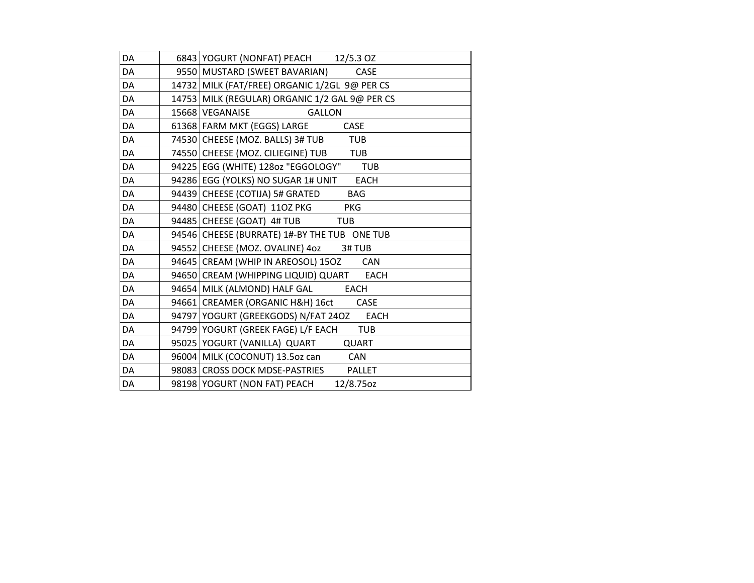| | | |
|---|---|---|
| DA | 6843 | YOGURT (NONFAT) PEACH 12/5.3 OZ |
| DA | 9550 | MUSTARD (SWEET BAVARIAN) CASE |
| DA | 14732 | MILK (FAT/FREE) ORGANIC 1/2GL 9@ PER CS |
| DA | 14753 | MILK (REGULAR) ORGANIC 1/2 GAL 9@ PER CS |
| DA | 15668 | VEGANAISE GALLON |
| DA | 61368 | FARM MKT (EGGS) LARGE CASE |
| DA | 74530 | CHEESE (MOZ. BALLS) 3# TUB TUB |
| DA | 74550 | CHEESE (MOZ. CILIEGINE) TUB TUB |
| DA | 94225 | EGG (WHITE) 128oz "EGGOLOGY" TUB |
| DA | 94286 | EGG (YOLKS) NO SUGAR 1# UNIT EACH |
| DA | 94439 | CHEESE (COTIJA) 5# GRATED BAG |
| DA | 94480 | CHEESE (GOAT) 11OZ PKG PKG |
| DA | 94485 | CHEESE (GOAT) 4# TUB TUB |
| DA | 94546 | CHEESE (BURRATE) 1#-BY THE TUB ONE TUB |
| DA | 94552 | CHEESE (MOZ. OVALINE) 4oz 3# TUB |
| DA | 94645 | CREAM (WHIP IN AREOSOL) 15OZ CAN |
| DA | 94650 | CREAM (WHIPPING LIQUID) QUART EACH |
| DA | 94654 | MILK (ALMOND) HALF GAL EACH |
| DA | 94661 | CREAMER (ORGANIC H&H) 16ct CASE |
| DA | 94797 | YOGURT (GREEKGODS) N/FAT 24OZ EACH |
| DA | 94799 | YOGURT (GREEK FAGE) L/F EACH TUB |
| DA | 95025 | YOGURT (VANILLA) QUART QUART |
| DA | 96004 | MILK (COCONUT) 13.5oz can CAN |
| DA | 98083 | CROSS DOCK MDSE-PASTRIES PALLET |
| DA | 98198 | YOGURT (NON FAT) PEACH 12/8.75oz |